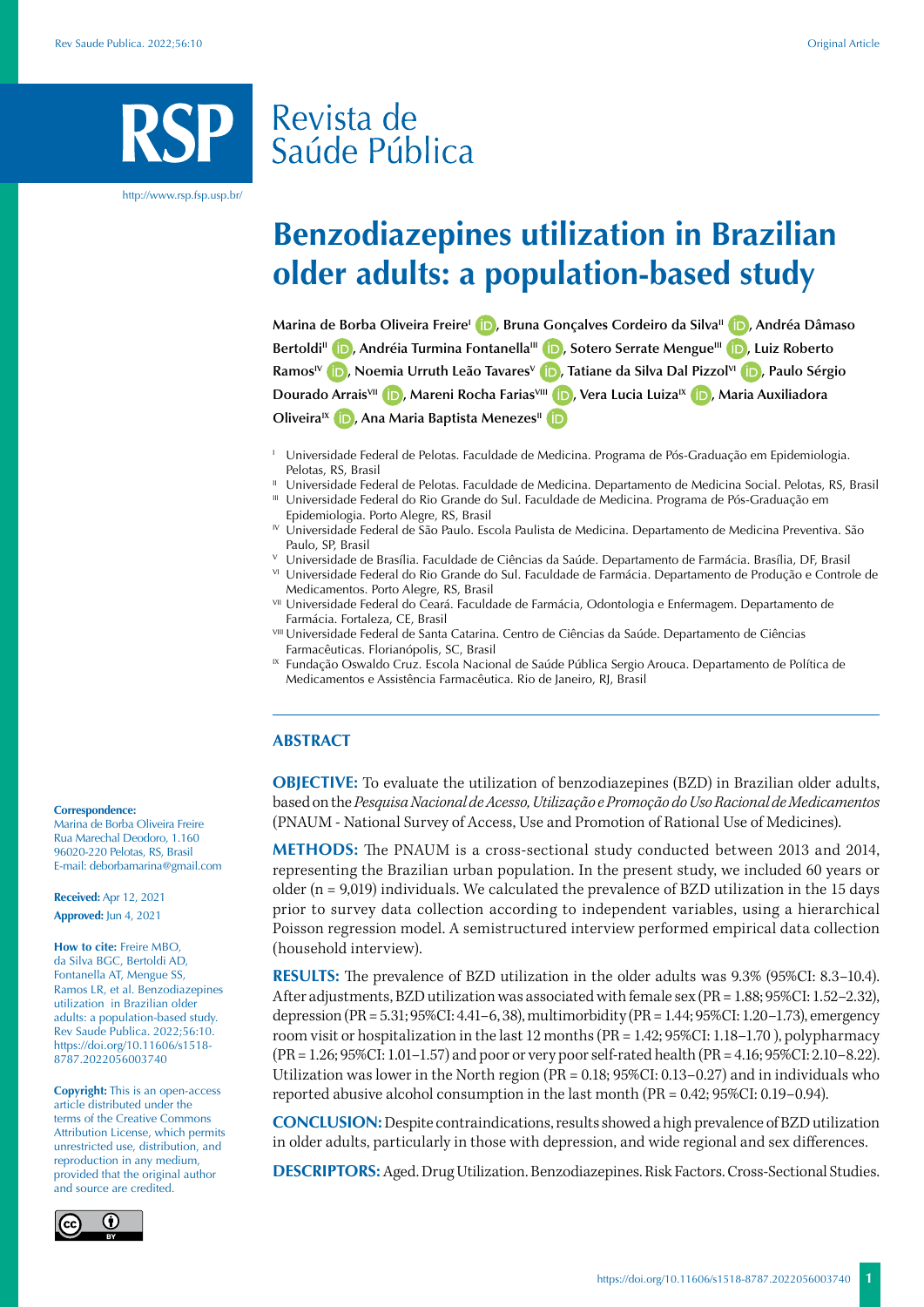# Benzodiazepines utilization in Brazilian older adults: a population-based study

Marina de Borba Oliveira Freire[I], Bruna Gonçalves Cordeiro da Silva[II], Andréa Dâmaso Bertoldi[II], Andréia Turmina Fontanella[III], Sotero Serrate Mengue[III], Luiz Roberto Ramos[IV], Noemia Urruth Leão Tavares[V], Tatiane da Silva Dal Pizzol[VI], Paulo Sérgio Dourado Arrais[VII], Mareni Rocha Farias[VIII], Vera Lucia Luiza[IX], Maria Auxiliadora Oliveira[IX], Ana Maria Baptista Menezes[II]

[I] Universidade Federal de Pelotas. Faculdade de Medicina. Programa de Pós-Graduação em Epidemiologia. Pelotas, RS, Brasil

[II] Universidade Federal de Pelotas. Faculdade de Medicina. Departamento de Medicina Social. Pelotas, RS, Brasil

[III] Universidade Federal do Rio Grande do Sul. Faculdade de Medicina. Programa de Pós-Graduação em Epidemiologia. Porto Alegre, RS, Brasil

[IV] Universidade Federal de São Paulo. Escola Paulista de Medicina. Departamento de Medicina Preventiva. São Paulo, SP, Brasil

[V] Universidade de Brasília. Faculdade de Ciências da Saúde. Departamento de Farmácia. Brasília, DF, Brasil

[VI] Universidade Federal do Rio Grande do Sul. Faculdade de Farmácia. Departamento de Produção e Controle de Medicamentos. Porto Alegre, RS, Brasil

[VII] Universidade Federal do Ceará. Faculdade de Farmácia, Odontologia e Enfermagem. Departamento de Farmácia. Fortaleza, CE, Brasil

[VIII] Universidade Federal de Santa Catarina. Centro de Ciências da Saúde. Departamento de Ciências Farmacêuticas. Florianópolis, SC, Brasil

[IX] Fundação Oswaldo Cruz. Escola Nacional de Saúde Pública Sergio Arouca. Departamento de Política de Medicamentos e Assistência Farmacêutica. Rio de Janeiro, RJ, Brasil

## ABSTRACT

**OBJECTIVE:** To evaluate the utilization of benzodiazepines (BZD) in Brazilian older adults, based on the *Pesquisa Nacional de Acesso, Utilização e Promoção do Uso Racional de Medicamentos* (PNAUM - National Survey of Access, Use and Promotion of Rational Use of Medicines).

**METHODS:** The PNAUM is a cross-sectional study conducted between 2013 and 2014, representing the Brazilian urban population. In the present study, we included 60 years or older (n = 9,019) individuals. We calculated the prevalence of BZD utilization in the 15 days prior to survey data collection according to independent variables, using a hierarchical Poisson regression model. A semistructured interview performed empirical data collection (household interview).

**RESULTS:** The prevalence of BZD utilization in the older adults was 9.3% (95%CI: 8.3–10.4). After adjustments, BZD utilization was associated with female sex (PR = 1.88; 95%CI: 1.52–2.32), depression (PR = 5.31; 95%CI: 4.41–6, 38), multimorbidity (PR = 1.44; 95%CI: 1.20–1.73), emergency room visit or hospitalization in the last 12 months (PR = 1.42; 95%CI: 1.18–1.70 ), polypharmacy (PR = 1.26; 95%CI: 1.01–1.57) and poor or very poor self-rated health (PR = 4.16; 95%CI: 2.10–8.22). Utilization was lower in the North region (PR = 0.18; 95%CI: 0.13–0.27) and in individuals who reported abusive alcohol consumption in the last month (PR = 0.42; 95%CI: 0.19–0.94).

**CONCLUSION:** Despite contraindications, results showed a high prevalence of BZD utilization in older adults, particularly in those with depression, and wide regional and sex differences.

**DESCRIPTORS:** Aged. Drug Utilization. Benzodiazepines. Risk Factors. Cross-Sectional Studies.

**Correspondence:**
Marina de Borba Oliveira Freire
Rua Marechal Deodoro, 1.160
96020-220 Pelotas, RS, Brasil
E-mail: deborbamarina@gmail.com

**Received:** Apr 12, 2021
**Approved:** Jun 4, 2021

**How to cite:** Freire MBO, da Silva BGC, Bertoldi AD, Fontanella AT, Mengue SS, Ramos LR, et al. Benzodiazepines utilization in Brazilian older adults: a population-based study. Rev Saude Publica. 2022;56:10. https://doi.org/10.11606/s1518-8787.2022056003740

**Copyright:** This is an open-access article distributed under the terms of the Creative Commons Attribution License, which permits unrestricted use, distribution, and reproduction in any medium, provided that the original author and source are credited.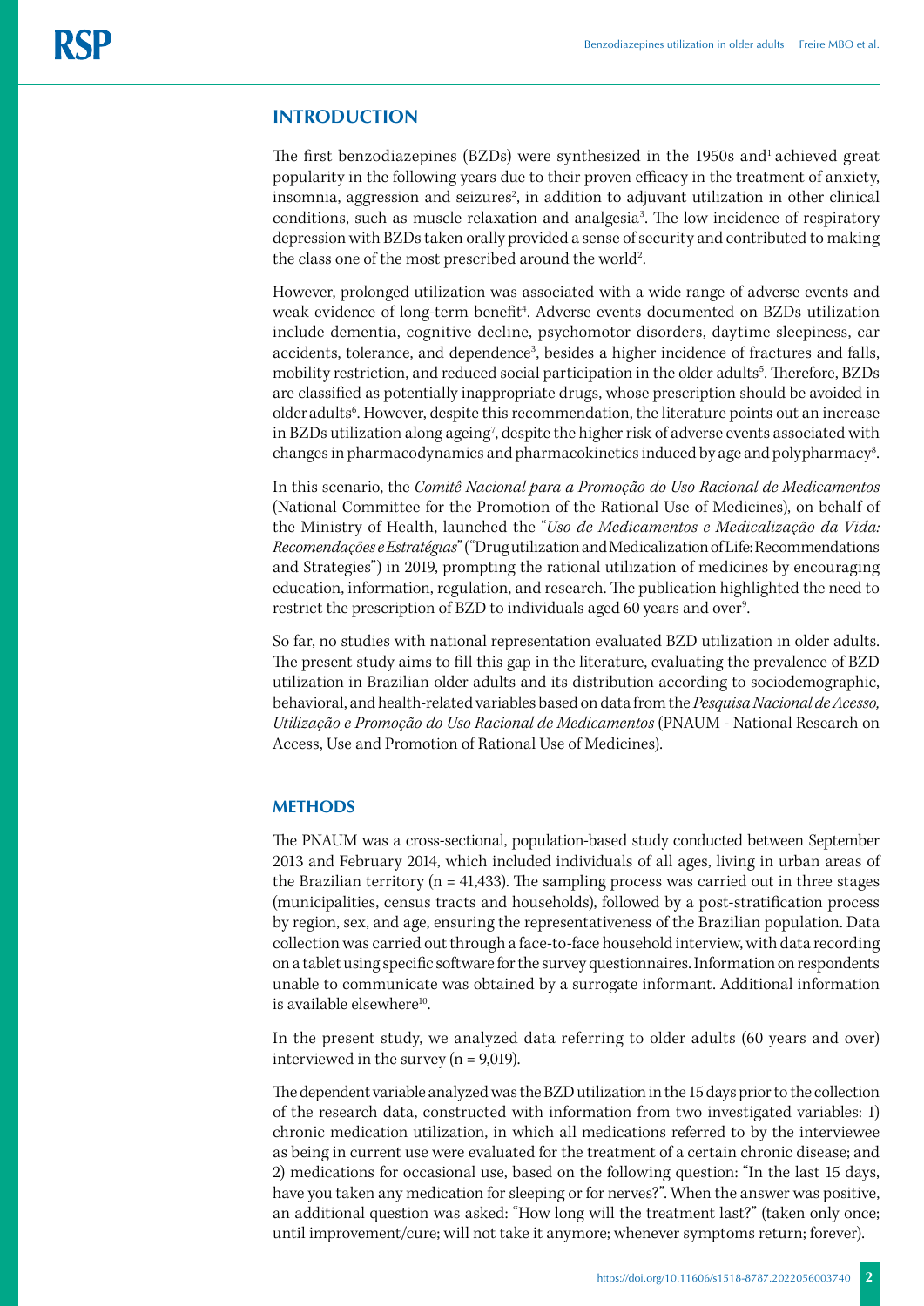## INTRODUCTION

The first benzodiazepines (BZDs) were synthesized in the 1950s and[1] achieved great popularity in the following years due to their proven efficacy in the treatment of anxiety, insomnia, aggression and seizures[2], in addition to adjuvant utilization in other clinical conditions, such as muscle relaxation and analgesia[3]. The low incidence of respiratory depression with BZDs taken orally provided a sense of security and contributed to making the class one of the most prescribed around the world[2].

However, prolonged utilization was associated with a wide range of adverse events and weak evidence of long-term benefit[4]. Adverse events documented on BZDs utilization include dementia, cognitive decline, psychomotor disorders, daytime sleepiness, car accidents, tolerance, and dependence[3], besides a higher incidence of fractures and falls, mobility restriction, and reduced social participation in the older adults[5]. Therefore, BZDs are classified as potentially inappropriate drugs, whose prescription should be avoided in older adults[6]. However, despite this recommendation, the literature points out an increase in BZDs utilization along ageing[7], despite the higher risk of adverse events associated with changes in pharmacodynamics and pharmacokinetics induced by age and polypharmacy[8].

In this scenario, the *Comitê Nacional para a Promoção do Uso Racional de Medicamentos* (National Committee for the Promotion of the Rational Use of Medicines), on behalf of the Ministry of Health, launched the "*Uso de Medicamentos e Medicalização da Vida: Recomendações e Estratégias*" ("Drug utilization and Medicalization of Life: Recommendations and Strategies") in 2019, prompting the rational utilization of medicines by encouraging education, information, regulation, and research. The publication highlighted the need to restrict the prescription of BZD to individuals aged 60 years and over[9].

So far, no studies with national representation evaluated BZD utilization in older adults. The present study aims to fill this gap in the literature, evaluating the prevalence of BZD utilization in Brazilian older adults and its distribution according to sociodemographic, behavioral, and health-related variables based on data from the *Pesquisa Nacional de Acesso, Utilização e Promoção do Uso Racional de Medicamentos* (PNAUM - National Research on Access, Use and Promotion of Rational Use of Medicines).

## METHODS

The PNAUM was a cross-sectional, population-based study conducted between September 2013 and February 2014, which included individuals of all ages, living in urban areas of the Brazilian territory (n = 41,433). The sampling process was carried out in three stages (municipalities, census tracts and households), followed by a post-stratification process by region, sex, and age, ensuring the representativeness of the Brazilian population. Data collection was carried out through a face-to-face household interview, with data recording on a tablet using specific software for the survey questionnaires. Information on respondents unable to communicate was obtained by a surrogate informant. Additional information is available elsewhere[10].

In the present study, we analyzed data referring to older adults (60 years and over) interviewed in the survey (n = 9,019).

The dependent variable analyzed was the BZD utilization in the 15 days prior to the collection of the research data, constructed with information from two investigated variables: 1) chronic medication utilization, in which all medications referred to by the interviewee as being in current use were evaluated for the treatment of a certain chronic disease; and 2) medications for occasional use, based on the following question: "In the last 15 days, have you taken any medication for sleeping or for nerves?". When the answer was positive, an additional question was asked: "How long will the treatment last?" (taken only once; until improvement/cure; will not take it anymore; whenever symptoms return; forever).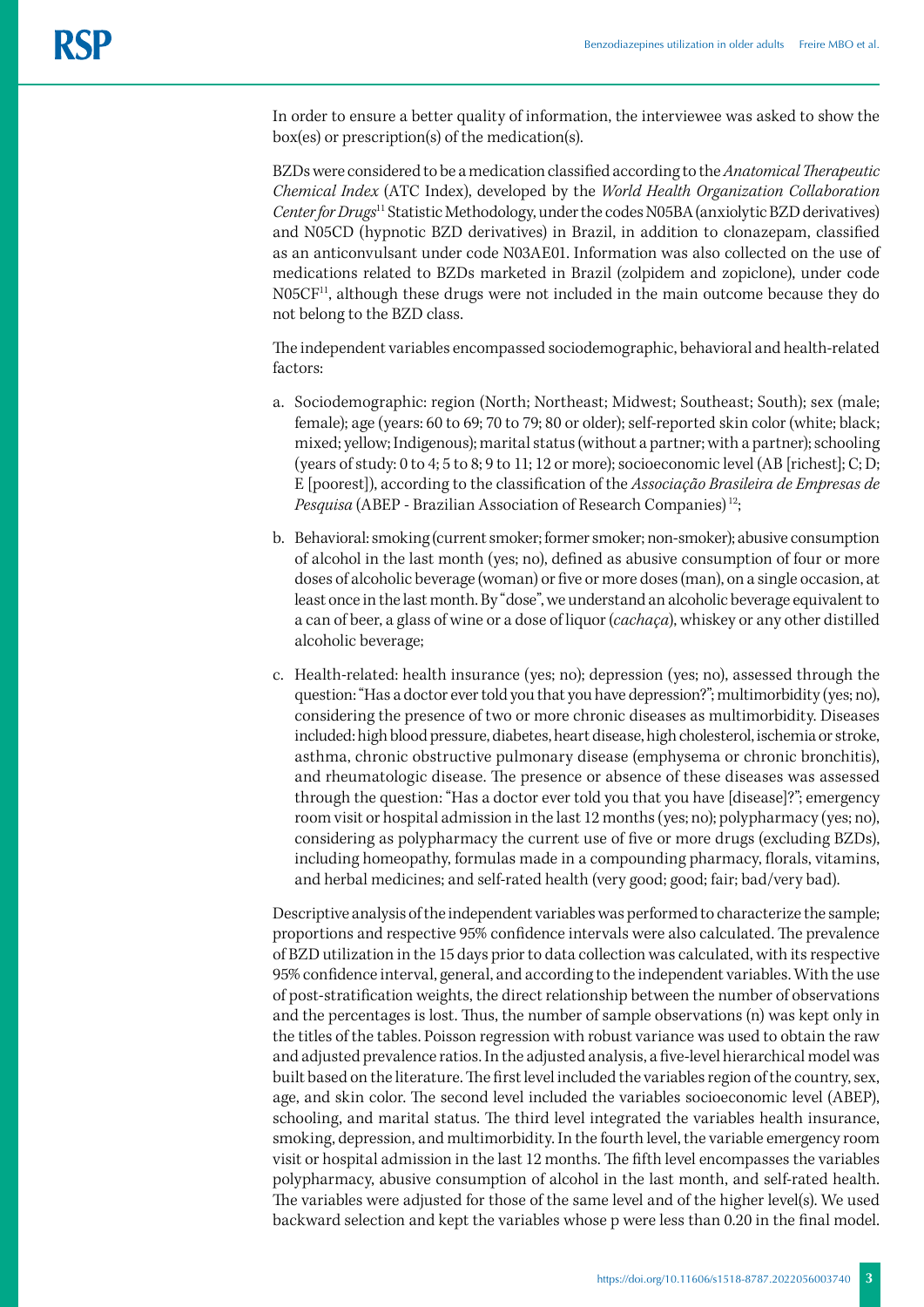In order to ensure a better quality of information, the interviewee was asked to show the box(es) or prescription(s) of the medication(s).

BZDs were considered to be a medication classified according to the *Anatomical Therapeutic Chemical Index* (ATC Index), developed by the *World Health Organization Collaboration Center for Drugs*[11] Statistic Methodology, under the codes N05BA (anxiolytic BZD derivatives) and N05CD (hypnotic BZD derivatives) in Brazil, in addition to clonazepam, classified as an anticonvulsant under code N03AE01. Information was also collected on the use of medications related to BZDs marketed in Brazil (zolpidem and zopiclone), under code N05CF[11], although these drugs were not included in the main outcome because they do not belong to the BZD class.

The independent variables encompassed sociodemographic, behavioral and health-related factors:

a. Sociodemographic: region (North; Northeast; Midwest; Southeast; South); sex (male; female); age (years: 60 to 69; 70 to 79; 80 or older); self-reported skin color (white; black; mixed; yellow; Indigenous); marital status (without a partner; with a partner); schooling (years of study: 0 to 4; 5 to 8; 9 to 11; 12 or more); socioeconomic level (AB [richest]; C; D; E [poorest]), according to the classification of the *Associação Brasileira de Empresas de Pesquisa* (ABEP - Brazilian Association of Research Companies)[12];

b. Behavioral: smoking (current smoker; former smoker; non-smoker); abusive consumption of alcohol in the last month (yes; no), defined as abusive consumption of four or more doses of alcoholic beverage (woman) or five or more doses (man), on a single occasion, at least once in the last month. By "dose", we understand an alcoholic beverage equivalent to a can of beer, a glass of wine or a dose of liquor (*cachaça*), whiskey or any other distilled alcoholic beverage;

c. Health-related: health insurance (yes; no); depression (yes; no), assessed through the question: "Has a doctor ever told you that you have depression?"; multimorbidity (yes; no), considering the presence of two or more chronic diseases as multimorbidity. Diseases included: high blood pressure, diabetes, heart disease, high cholesterol, ischemia or stroke, asthma, chronic obstructive pulmonary disease (emphysema or chronic bronchitis), and rheumatologic disease. The presence or absence of these diseases was assessed through the question: "Has a doctor ever told you that you have [disease]?"; emergency room visit or hospital admission in the last 12 months (yes; no); polypharmacy (yes; no), considering as polypharmacy the current use of five or more drugs (excluding BZDs), including homeopathy, formulas made in a compounding pharmacy, florals, vitamins, and herbal medicines; and self-rated health (very good; good; fair; bad/very bad).

Descriptive analysis of the independent variables was performed to characterize the sample; proportions and respective 95% confidence intervals were also calculated. The prevalence of BZD utilization in the 15 days prior to data collection was calculated, with its respective 95% confidence interval, general, and according to the independent variables. With the use of post-stratification weights, the direct relationship between the number of observations and the percentages is lost. Thus, the number of sample observations (n) was kept only in the titles of the tables. Poisson regression with robust variance was used to obtain the raw and adjusted prevalence ratios. In the adjusted analysis, a five-level hierarchical model was built based on the literature. The first level included the variables region of the country, sex, age, and skin color. The second level included the variables socioeconomic level (ABEP), schooling, and marital status. The third level integrated the variables health insurance, smoking, depression, and multimorbidity. In the fourth level, the variable emergency room visit or hospital admission in the last 12 months. The fifth level encompasses the variables polypharmacy, abusive consumption of alcohol in the last month, and self-rated health. The variables were adjusted for those of the same level and of the higher level(s). We used backward selection and kept the variables whose p were less than 0.20 in the final model.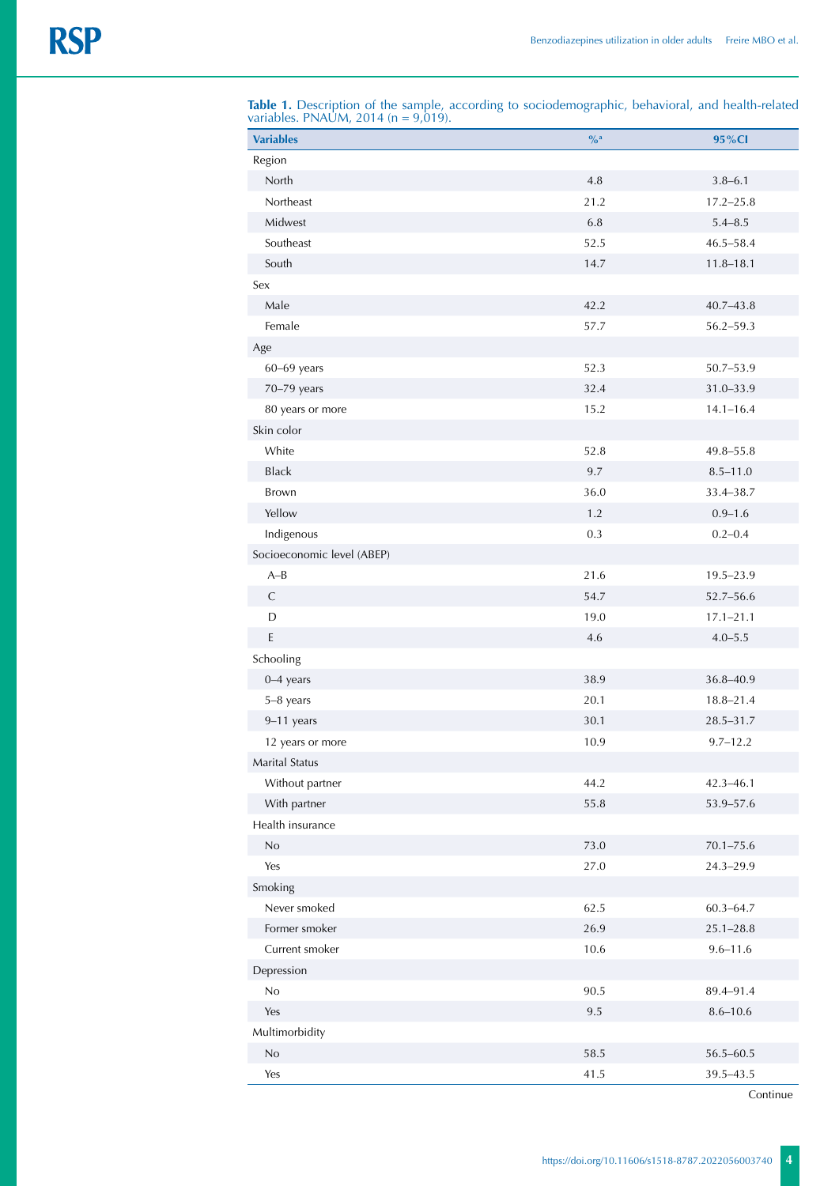**Table 1.** Description of the sample, according to sociodemographic, behavioral, and health-related variables. PNAUM, 2014 (n = 9,019).

| Variables | %[a] | 95%CI |
|---|---|---|
| Region | | |
| North | 4.8 | 3.8–6.1 |
| Northeast | 21.2 | 17.2–25.8 |
| Midwest | 6.8 | 5.4–8.5 |
| Southeast | 52.5 | 46.5–58.4 |
| South | 14.7 | 11.8–18.1 |
| Sex | | |
| Male | 42.2 | 40.7–43.8 |
| Female | 57.7 | 56.2–59.3 |
| Age | | |
| 60–69 years | 52.3 | 50.7–53.9 |
| 70–79 years | 32.4 | 31.0–33.9 |
| 80 years or more | 15.2 | 14.1–16.4 |
| Skin color | | |
| White | 52.8 | 49.8–55.8 |
| Black | 9.7 | 8.5–11.0 |
| Brown | 36.0 | 33.4–38.7 |
| Yellow | 1.2 | 0.9–1.6 |
| Indigenous | 0.3 | 0.2–0.4 |
| Socioeconomic level (ABEP) | | |
| A–B | 21.6 | 19.5–23.9 |
| C | 54.7 | 52.7–56.6 |
| D | 19.0 | 17.1–21.1 |
| E | 4.6 | 4.0–5.5 |
| Schooling | | |
| 0–4 years | 38.9 | 36.8–40.9 |
| 5–8 years | 20.1 | 18.8–21.4 |
| 9–11 years | 30.1 | 28.5–31.7 |
| 12 years or more | 10.9 | 9.7–12.2 |
| Marital Status | | |
| Without partner | 44.2 | 42.3–46.1 |
| With partner | 55.8 | 53.9–57.6 |
| Health insurance | | |
| No | 73.0 | 70.1–75.6 |
| Yes | 27.0 | 24.3–29.9 |
| Smoking | | |
| Never smoked | 62.5 | 60.3–64.7 |
| Former smoker | 26.9 | 25.1–28.8 |
| Current smoker | 10.6 | 9.6–11.6 |
| Depression | | |
| No | 90.5 | 89.4–91.4 |
| Yes | 9.5 | 8.6–10.6 |
| Multimorbidity | | |
| No | 58.5 | 56.5–60.5 |
| Yes | 41.5 | 39.5–43.5 |

Continue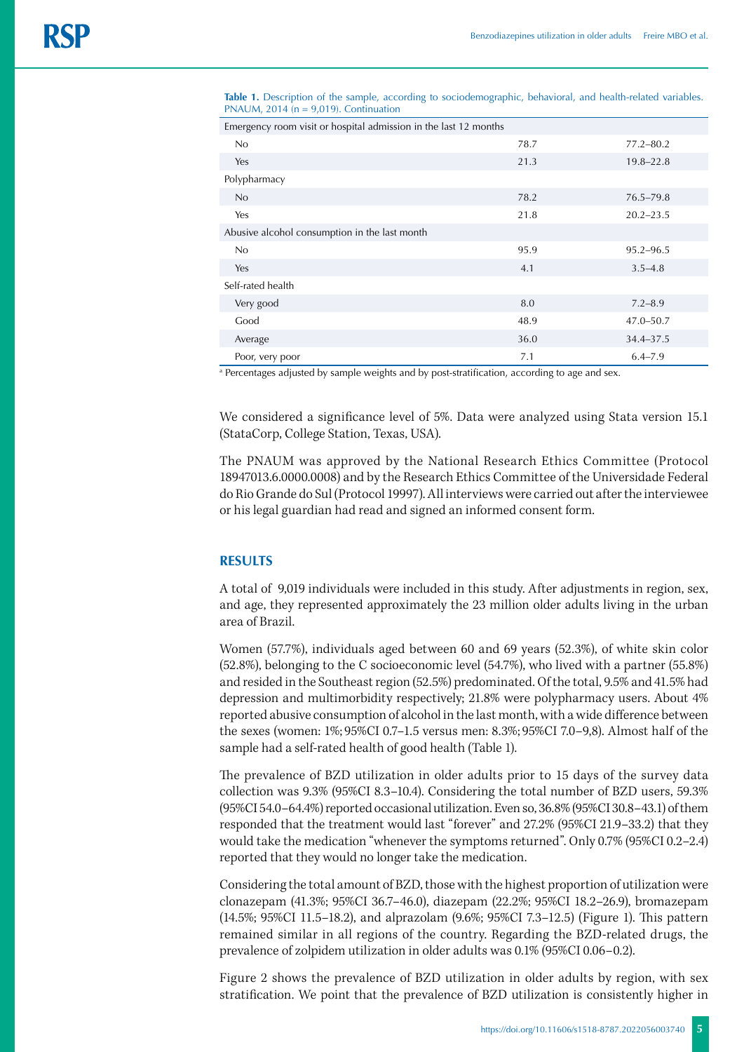**Table 1.** Description of the sample, according to sociodemographic, behavioral, and health-related variables. PNAUM, 2014 (n = 9,019). Continuation

| | | |
|---|---|---|
| Emergency room visit or hospital admission in the last 12 months | | |
| No | 78.7 | 77.2–80.2 |
| Yes | 21.3 | 19.8–22.8 |
| Polypharmacy | | |
| No | 78.2 | 76.5–79.8 |
| Yes | 21.8 | 20.2–23.5 |
| Abusive alcohol consumption in the last month | | |
| No | 95.9 | 95.2–96.5 |
| Yes | 4.1 | 3.5–4.8 |
| Self-rated health | | |
| Very good | 8.0 | 7.2–8.9 |
| Good | 48.9 | 47.0–50.7 |
| Average | 36.0 | 34.4–37.5 |
| Poor, very poor | 7.1 | 6.4–7.9 |

[a] Percentages adjusted by sample weights and by post-stratification, according to age and sex.

We considered a significance level of 5%. Data were analyzed using Stata version 15.1 (StataCorp, College Station, Texas, USA).

The PNAUM was approved by the National Research Ethics Committee (Protocol 18947013.6.0000.0008) and by the Research Ethics Committee of the Universidade Federal do Rio Grande do Sul (Protocol 19997). All interviews were carried out after the interviewee or his legal guardian had read and signed an informed consent form.

## RESULTS

A total of 9,019 individuals were included in this study. After adjustments in region, sex, and age, they represented approximately the 23 million older adults living in the urban area of Brazil.

Women (57.7%), individuals aged between 60 and 69 years (52.3%), of white skin color (52.8%), belonging to the C socioeconomic level (54.7%), who lived with a partner (55.8%) and resided in the Southeast region (52.5%) predominated. Of the total, 9.5% and 41.5% had depression and multimorbidity respectively; 21.8% were polypharmacy users. About 4% reported abusive consumption of alcohol in the last month, with a wide difference between the sexes (women: 1%; 95%CI 0.7–1.5 versus men: 8.3%; 95%CI 7.0–9,8). Almost half of the sample had a self-rated health of good health (Table 1).

The prevalence of BZD utilization in older adults prior to 15 days of the survey data collection was 9.3% (95%CI 8.3–10.4). Considering the total number of BZD users, 59.3% (95%CI 54.0–64.4%) reported occasional utilization. Even so, 36.8% (95%CI 30.8–43.1) of them responded that the treatment would last "forever" and 27.2% (95%CI 21.9–33.2) that they would take the medication "whenever the symptoms returned". Only 0.7% (95%CI 0.2–2.4) reported that they would no longer take the medication.

Considering the total amount of BZD, those with the highest proportion of utilization were clonazepam (41.3%; 95%CI 36.7–46.0), diazepam (22.2%; 95%CI 18.2–26.9), bromazepam (14.5%; 95%CI 11.5–18.2), and alprazolam (9.6%; 95%CI 7.3–12.5) (Figure 1). This pattern remained similar in all regions of the country. Regarding the BZD-related drugs, the prevalence of zolpidem utilization in older adults was 0.1% (95%CI 0.06–0.2).

Figure 2 shows the prevalence of BZD utilization in older adults by region, with sex stratification. We point that the prevalence of BZD utilization is consistently higher in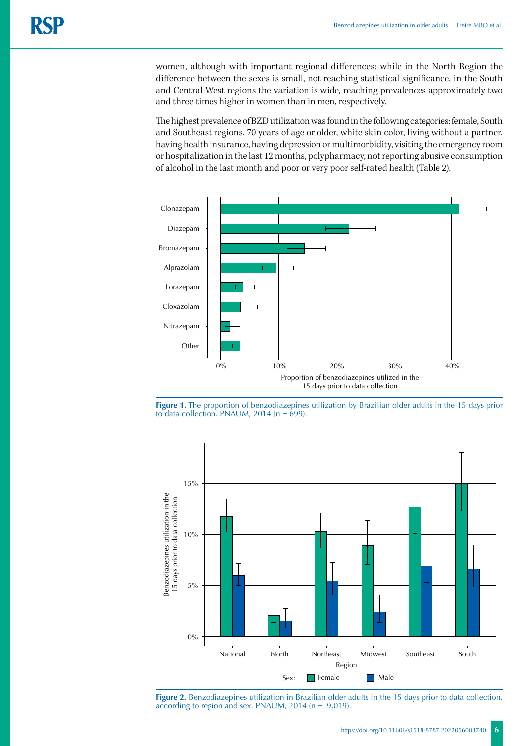women, although with important regional differences: while in the North Region the difference between the sexes is small, not reaching statistical significance, in the South and Central-West regions the variation is wide, reaching prevalences approximately two and three times higher in women than in men, respectively.

The highest prevalence of BZD utilization was found in the following categories: female, South and Southeast regions, 70 years of age or older, white skin color, living without a partner, having health insurance, having depression or multimorbidity, visiting the emergency room or hospitalization in the last 12 months, polypharmacy, not reporting abusive consumption of alcohol in the last month and poor or very poor self-rated health (Table 2).

**Figure 1.** The proportion of benzodiazepines utilization by Brazilian older adults in the 15 days prior to data collection. PNAUM, 2014 (n = 699).

**Figure 2.** Benzodiazepines utilization in Brazilian older adults in the 15 days prior to data collection, according to region and sex. PNAUM, 2014 (n = 9,019).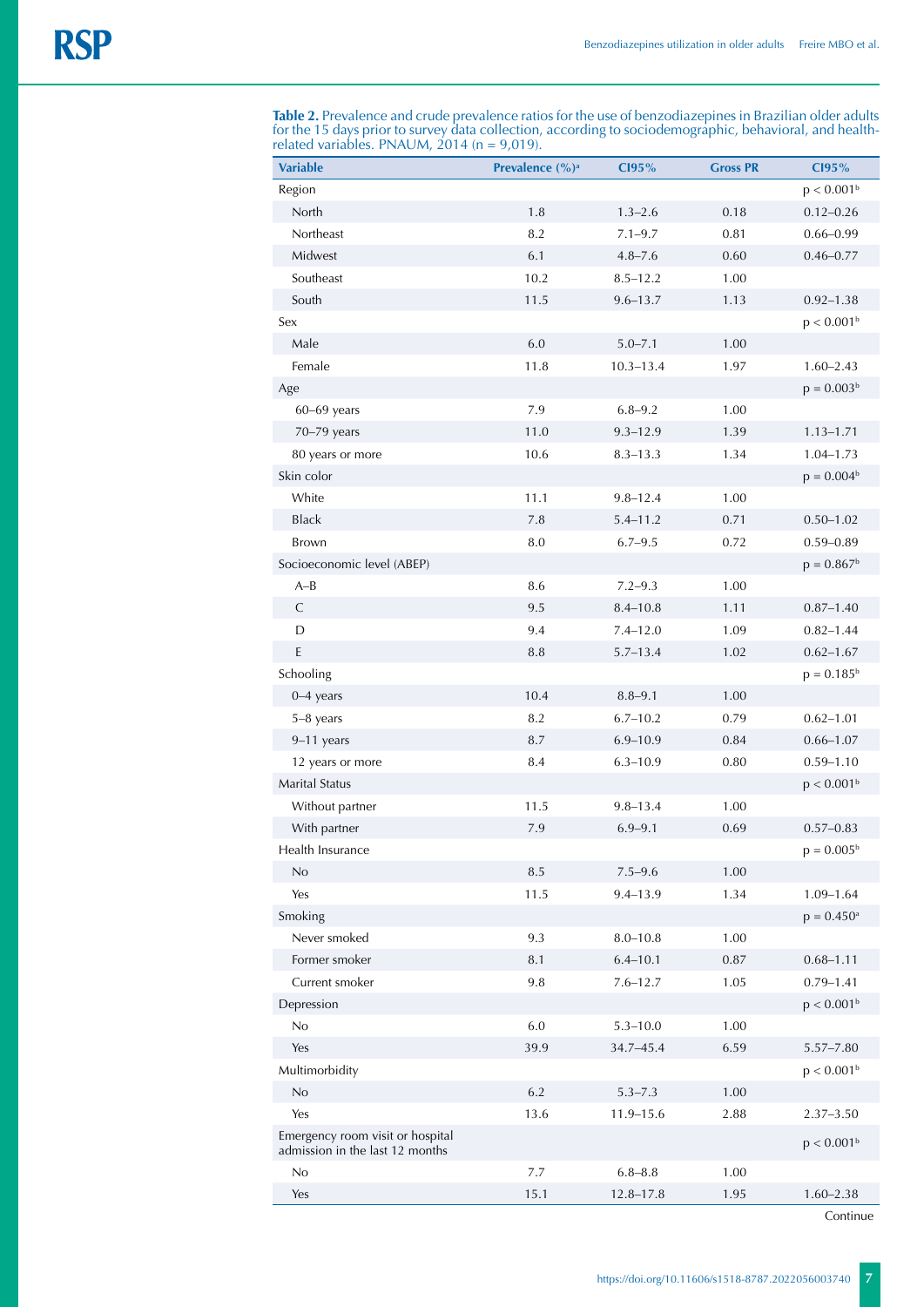**Table 2.** Prevalence and crude prevalence ratios for the use of benzodiazepines in Brazilian older adults for the 15 days prior to survey data collection, according to sociodemographic, behavioral, and health-related variables. PNAUM, 2014 (n = 9,019).

| Variable | Prevalence (%)[a] | CI95% | Gross PR | CI95% |
|---|---|---|---|---|
| Region | | | | p < 0.001[b] |
| North | 1.8 | 1.3–2.6 | 0.18 | 0.12–0.26 |
| Northeast | 8.2 | 7.1–9.7 | 0.81 | 0.66–0.99 |
| Midwest | 6.1 | 4.8–7.6 | 0.60 | 0.46–0.77 |
| Southeast | 10.2 | 8.5–12.2 | 1.00 | |
| South | 11.5 | 9.6–13.7 | 1.13 | 0.92–1.38 |
| Sex | | | | p < 0.001[b] |
| Male | 6.0 | 5.0–7.1 | 1.00 | |
| Female | 11.8 | 10.3–13.4 | 1.97 | 1.60–2.43 |
| Age | | | | p = 0.003[b] |
| 60–69 years | 7.9 | 6.8–9.2 | 1.00 | |
| 70–79 years | 11.0 | 9.3–12.9 | 1.39 | 1.13–1.71 |
| 80 years or more | 10.6 | 8.3–13.3 | 1.34 | 1.04–1.73 |
| Skin color | | | | p = 0.004[b] |
| White | 11.1 | 9.8–12.4 | 1.00 | |
| Black | 7.8 | 5.4–11.2 | 0.71 | 0.50–1.02 |
| Brown | 8.0 | 6.7–9.5 | 0.72 | 0.59–0.89 |
| Socioeconomic level (ABEP) | | | | p = 0.867[b] |
| A–B | 8.6 | 7.2–9.3 | 1.00 | |
| C | 9.5 | 8.4–10.8 | 1.11 | 0.87–1.40 |
| D | 9.4 | 7.4–12.0 | 1.09 | 0.82–1.44 |
| E | 8.8 | 5.7–13.4 | 1.02 | 0.62–1.67 |
| Schooling | | | | p = 0.185[b] |
| 0–4 years | 10.4 | 8.8–9.1 | 1.00 | |
| 5–8 years | 8.2 | 6.7–10.2 | 0.79 | 0.62–1.01 |
| 9–11 years | 8.7 | 6.9–10.9 | 0.84 | 0.66–1.07 |
| 12 years or more | 8.4 | 6.3–10.9 | 0.80 | 0.59–1.10 |
| Marital Status | | | | p < 0.001[b] |
| Without partner | 11.5 | 9.8–13.4 | 1.00 | |
| With partner | 7.9 | 6.9–9.1 | 0.69 | 0.57–0.83 |
| Health Insurance | | | | p = 0.005[b] |
| No | 8.5 | 7.5–9.6 | 1.00 | |
| Yes | 11.5 | 9.4–13.9 | 1.34 | 1.09–1.64 |
| Smoking | | | | p = 0.450[a] |
| Never smoked | 9.3 | 8.0–10.8 | 1.00 | |
| Former smoker | 8.1 | 6.4–10.1 | 0.87 | 0.68–1.11 |
| Current smoker | 9.8 | 7.6–12.7 | 1.05 | 0.79–1.41 |
| Depression | | | | p < 0.001[b] |
| No | 6.0 | 5.3–10.0 | 1.00 | |
| Yes | 39.9 | 34.7–45.4 | 6.59 | 5.57–7.80 |
| Multimorbidity | | | | p < 0.001[b] |
| No | 6.2 | 5.3–7.3 | 1.00 | |
| Yes | 13.6 | 11.9–15.6 | 2.88 | 2.37–3.50 |
| Emergency room visit or hospital admission in the last 12 months | | | | p < 0.001[b] |
| No | 7.7 | 6.8–8.8 | 1.00 | |
| Yes | 15.1 | 12.8–17.8 | 1.95 | 1.60–2.38 |

Continue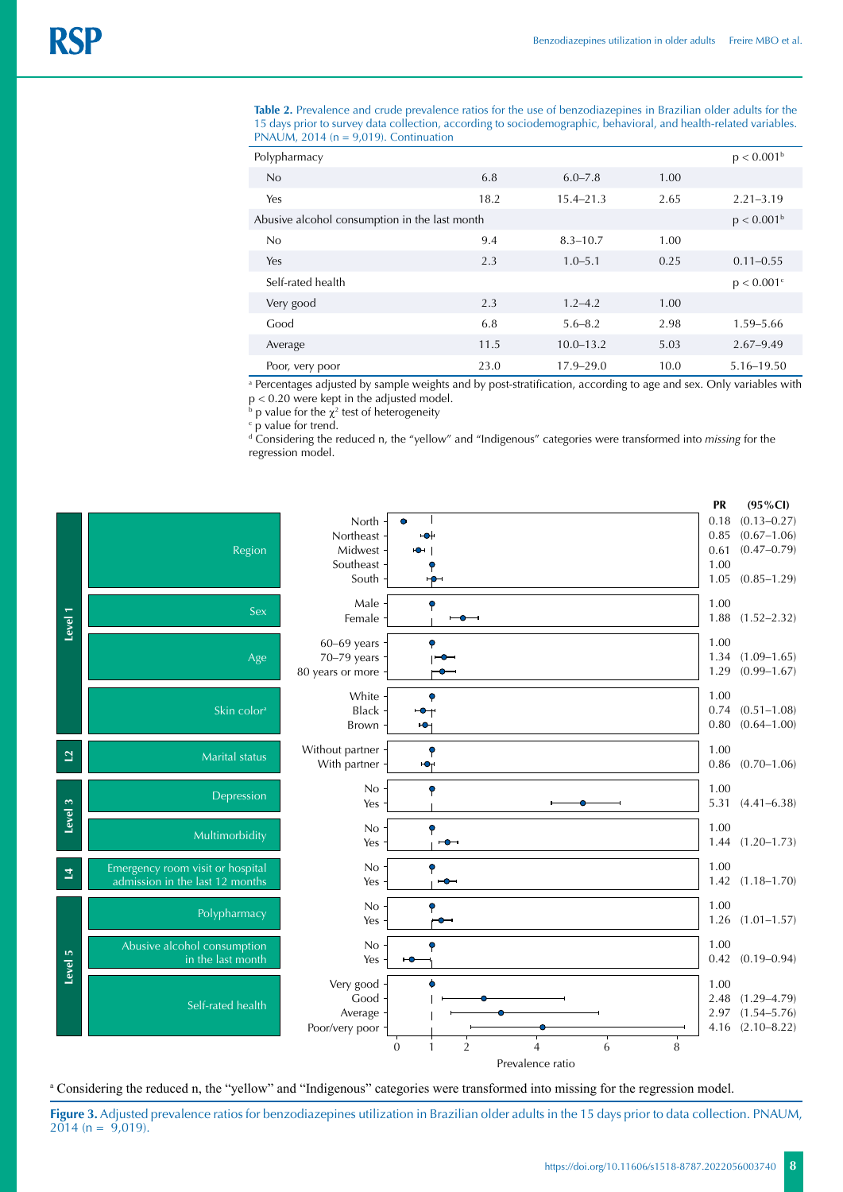**Table 2.** Prevalence and crude prevalence ratios for the use of benzodiazepines in Brazilian older adults for the 15 days prior to survey data collection, according to sociodemographic, behavioral, and health-related variables. PNAUM, 2014 (n = 9,019). Continuation

| | | | | |
|---|---|---|---|---|
| Polypharmacy | | | | p < 0.001[b] |
| No | 6.8 | 6.0–7.8 | 1.00 | |
| Yes | 18.2 | 15.4–21.3 | 2.65 | 2.21–3.19 |
| Abusive alcohol consumption in the last month | | | | p < 0.001[b] |
| No | 9.4 | 8.3–10.7 | 1.00 | |
| Yes | 2.3 | 1.0–5.1 | 0.25 | 0.11–0.55 |
| Self-rated health | | | | p < 0.001[c] |
| Very good | 2.3 | 1.2–4.2 | 1.00 | |
| Good | 6.8 | 5.6–8.2 | 2.98 | 1.59–5.66 |
| Average | 11.5 | 10.0–13.2 | 5.03 | 2.67–9.49 |
| Poor, very poor | 23.0 | 17.9–29.0 | 10.0 | 5.16–19.50 |

[a] Percentages adjusted by sample weights and by post-stratification, according to age and sex. Only variables with p < 0.20 were kept in the adjusted model.
[b] p value for the $\chi^2$ test of heterogeneity
[c] p value for trend.
[d] Considering the reduced n, the "yellow" and "Indigenous" categories were transformed into *missing* for the regression model.

| Level | Variable | Category | PR | (95%CI) |
|---|---|---|---|---|
| Level 1 | Region | North | 0.18 | (0.13–0.27) |
| | | Northeast | 0.85 | (0.67–1.06) |
| | | Midwest | 0.61 | (0.47–0.79) |
| | | Southeast | 1.00 | |
| | | South | 1.05 | (0.85–1.29) |
| | Sex | Male | 1.00 | |
| | | Female | 1.88 | (1.52–2.32) |
| | Age | 60–69 years | 1.00 | |
| | | 70–79 years | 1.34 | (1.09–1.65) |
| | | 80 years or more | 1.29 | (0.99–1.67) |
| | Skin color[a] | White | 1.00 | |
| | | Black | 0.74 | (0.51–1.08) |
| | | Brown | 0.80 | (0.64–1.00) |
| L2 | Marital status | Without partner | 1.00 | |
| | | With partner | 0.86 | (0.70–1.06) |
| Level 3 | Depression | No | 1.00 | |
| | | Yes | 5.31 | (4.41–6.38) |
| | Multimorbidity | No | 1.00 | |
| | | Yes | 1.44 | (1.20–1.73) |
| L4 | Emergency room visit or hospital admission in the last 12 months | No | 1.00 | |
| | | Yes | 1.42 | (1.18–1.70) |
| Level 5 | Polypharmacy | No | 1.00 | |
| | | Yes | 1.26 | (1.01–1.57) |
| | Abusive alcohol consumption in the last month | No | 1.00 | |
| | | Yes | 0.42 | (0.19–0.94) |
| | Self-rated health | Very good | 1.00 | |
| | | Good | 2.48 | (1.29–4.79) |
| | | Average | 2.97 | (1.54–5.76) |
| | | Poor/very poor | 4.16 | (2.10–8.22) |

[a] Considering the reduced n, the "yellow" and "Indigenous" categories were transformed into missing for the regression model.

**Figure 3.** Adjusted prevalence ratios for benzodiazepines utilization in Brazilian older adults in the 15 days prior to data collection. PNAUM, 2014 (n = 9,019).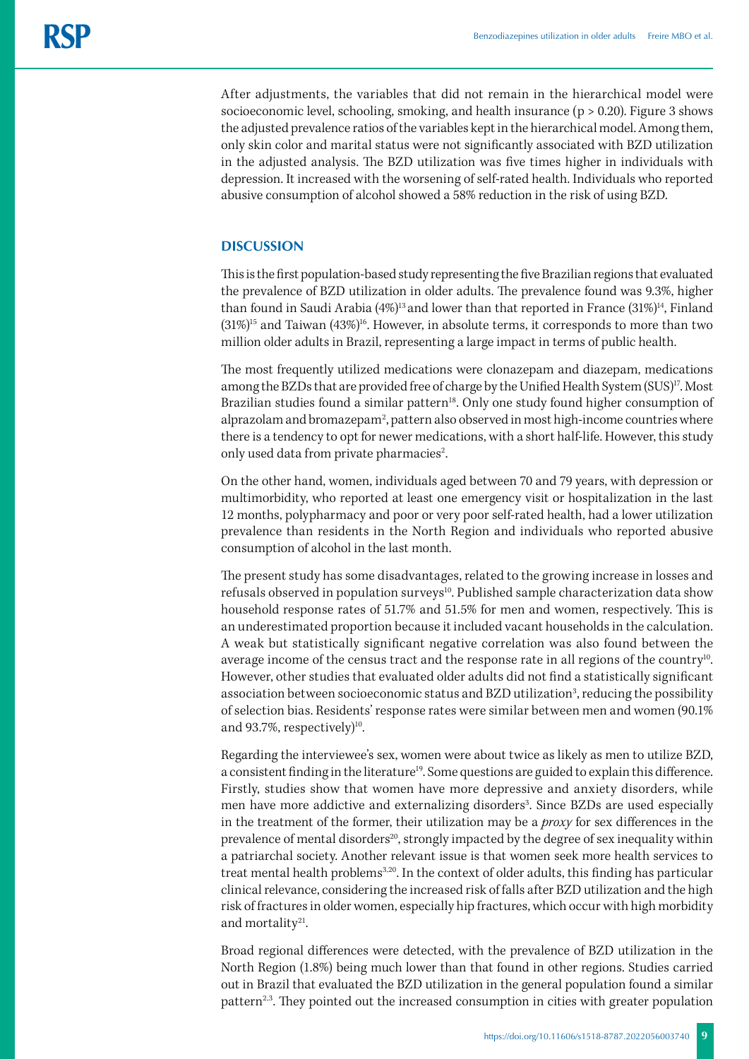After adjustments, the variables that did not remain in the hierarchical model were socioeconomic level, schooling, smoking, and health insurance ($p > 0.20$). Figure 3 shows the adjusted prevalence ratios of the variables kept in the hierarchical model. Among them, only skin color and marital status were not significantly associated with BZD utilization in the adjusted analysis. The BZD utilization was five times higher in individuals with depression. It increased with the worsening of self-rated health. Individuals who reported abusive consumption of alcohol showed a 58% reduction in the risk of using BZD.

## DISCUSSION

This is the first population-based study representing the five Brazilian regions that evaluated the prevalence of BZD utilization in older adults. The prevalence found was 9.3%, higher than found in Saudi Arabia (4%)[13] and lower than that reported in France (31%)[14], Finland (31%)[15] and Taiwan (43%)[16]. However, in absolute terms, it corresponds to more than two million older adults in Brazil, representing a large impact in terms of public health.

The most frequently utilized medications were clonazepam and diazepam, medications among the BZDs that are provided free of charge by the Unified Health System (SUS)[17]. Most Brazilian studies found a similar pattern[18]. Only one study found higher consumption of alprazolam and bromazepam[2], pattern also observed in most high-income countries where there is a tendency to opt for newer medications, with a short half-life. However, this study only used data from private pharmacies[2].

On the other hand, women, individuals aged between 70 and 79 years, with depression or multimorbidity, who reported at least one emergency visit or hospitalization in the last 12 months, polypharmacy and poor or very poor self-rated health, had a lower utilization prevalence than residents in the North Region and individuals who reported abusive consumption of alcohol in the last month.

The present study has some disadvantages, related to the growing increase in losses and refusals observed in population surveys[10]. Published sample characterization data show household response rates of 51.7% and 51.5% for men and women, respectively. This is an underestimated proportion because it included vacant households in the calculation. A weak but statistically significant negative correlation was also found between the average income of the census tract and the response rate in all regions of the country[10]. However, other studies that evaluated older adults did not find a statistically significant association between socioeconomic status and BZD utilization[3], reducing the possibility of selection bias. Residents' response rates were similar between men and women (90.1% and 93.7%, respectively)[10].

Regarding the interviewee's sex, women were about twice as likely as men to utilize BZD, a consistent finding in the literature[19]. Some questions are guided to explain this difference. Firstly, studies show that women have more depressive and anxiety disorders, while men have more addictive and externalizing disorders[3]. Since BZDs are used especially in the treatment of the former, their utilization may be a *proxy* for sex differences in the prevalence of mental disorders[20], strongly impacted by the degree of sex inequality within a patriarchal society. Another relevant issue is that women seek more health services to treat mental health problems[3,20]. In the context of older adults, this finding has particular clinical relevance, considering the increased risk of falls after BZD utilization and the high risk of fractures in older women, especially hip fractures, which occur with high morbidity and mortality[21].

Broad regional differences were detected, with the prevalence of BZD utilization in the North Region (1.8%) being much lower than that found in other regions. Studies carried out in Brazil that evaluated the BZD utilization in the general population found a similar pattern[2,3]. They pointed out the increased consumption in cities with greater population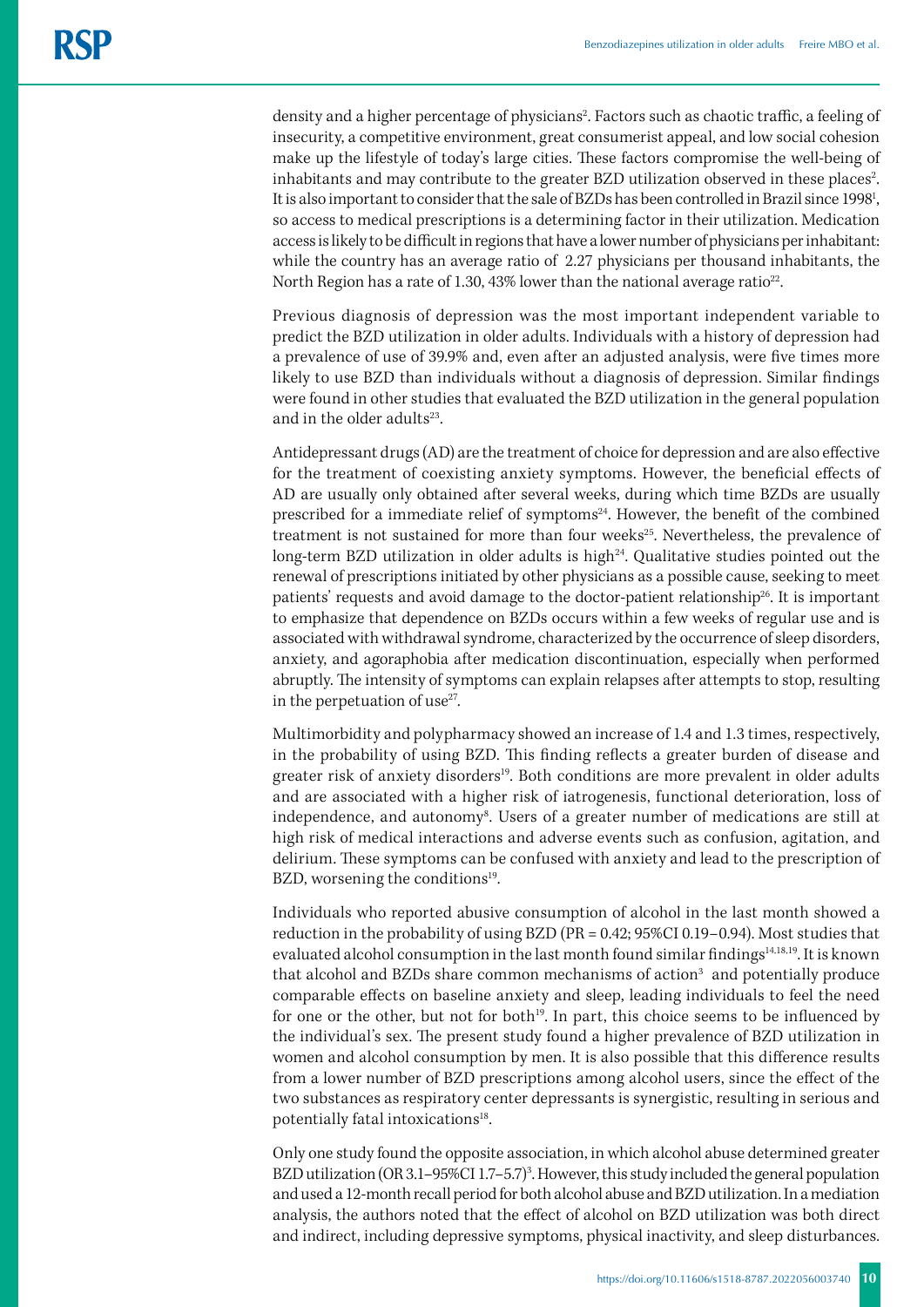density and a higher percentage of physicians[2]. Factors such as chaotic traffic, a feeling of insecurity, a competitive environment, great consumerist appeal, and low social cohesion make up the lifestyle of today's large cities. These factors compromise the well-being of inhabitants and may contribute to the greater BZD utilization observed in these places[2]. It is also important to consider that the sale of BZDs has been controlled in Brazil since 1998[1], so access to medical prescriptions is a determining factor in their utilization. Medication access is likely to be difficult in regions that have a lower number of physicians per inhabitant: while the country has an average ratio of 2.27 physicians per thousand inhabitants, the North Region has a rate of 1.30, 43% lower than the national average ratio[22].

Previous diagnosis of depression was the most important independent variable to predict the BZD utilization in older adults. Individuals with a history of depression had a prevalence of use of 39.9% and, even after an adjusted analysis, were five times more likely to use BZD than individuals without a diagnosis of depression. Similar findings were found in other studies that evaluated the BZD utilization in the general population and in the older adults[23].

Antidepressant drugs (AD) are the treatment of choice for depression and are also effective for the treatment of coexisting anxiety symptoms. However, the beneficial effects of AD are usually only obtained after several weeks, during which time BZDs are usually prescribed for a immediate relief of symptoms[24]. However, the benefit of the combined treatment is not sustained for more than four weeks[25]. Nevertheless, the prevalence of long-term BZD utilization in older adults is high[24]. Qualitative studies pointed out the renewal of prescriptions initiated by other physicians as a possible cause, seeking to meet patients' requests and avoid damage to the doctor-patient relationship[26]. It is important to emphasize that dependence on BZDs occurs within a few weeks of regular use and is associated with withdrawal syndrome, characterized by the occurrence of sleep disorders, anxiety, and agoraphobia after medication discontinuation, especially when performed abruptly. The intensity of symptoms can explain relapses after attempts to stop, resulting in the perpetuation of use[27].

Multimorbidity and polypharmacy showed an increase of 1.4 and 1.3 times, respectively, in the probability of using BZD. This finding reflects a greater burden of disease and greater risk of anxiety disorders[19]. Both conditions are more prevalent in older adults and are associated with a higher risk of iatrogenesis, functional deterioration, loss of independence, and autonomy[8]. Users of a greater number of medications are still at high risk of medical interactions and adverse events such as confusion, agitation, and delirium. These symptoms can be confused with anxiety and lead to the prescription of BZD, worsening the conditions[19].

Individuals who reported abusive consumption of alcohol in the last month showed a reduction in the probability of using BZD (PR = 0.42; 95%CI 0.19–0.94). Most studies that evaluated alcohol consumption in the last month found similar findings[14,18,19]. It is known that alcohol and BZDs share common mechanisms of action[3] and potentially produce comparable effects on baseline anxiety and sleep, leading individuals to feel the need for one or the other, but not for both[19]. In part, this choice seems to be influenced by the individual's sex. The present study found a higher prevalence of BZD utilization in women and alcohol consumption by men. It is also possible that this difference results from a lower number of BZD prescriptions among alcohol users, since the effect of the two substances as respiratory center depressants is synergistic, resulting in serious and potentially fatal intoxications[18].

Only one study found the opposite association, in which alcohol abuse determined greater BZD utilization (OR 3.1–95%CI 1.7–5.7)[3]. However, this study included the general population and used a 12-month recall period for both alcohol abuse and BZD utilization. In a mediation analysis, the authors noted that the effect of alcohol on BZD utilization was both direct and indirect, including depressive symptoms, physical inactivity, and sleep disturbances.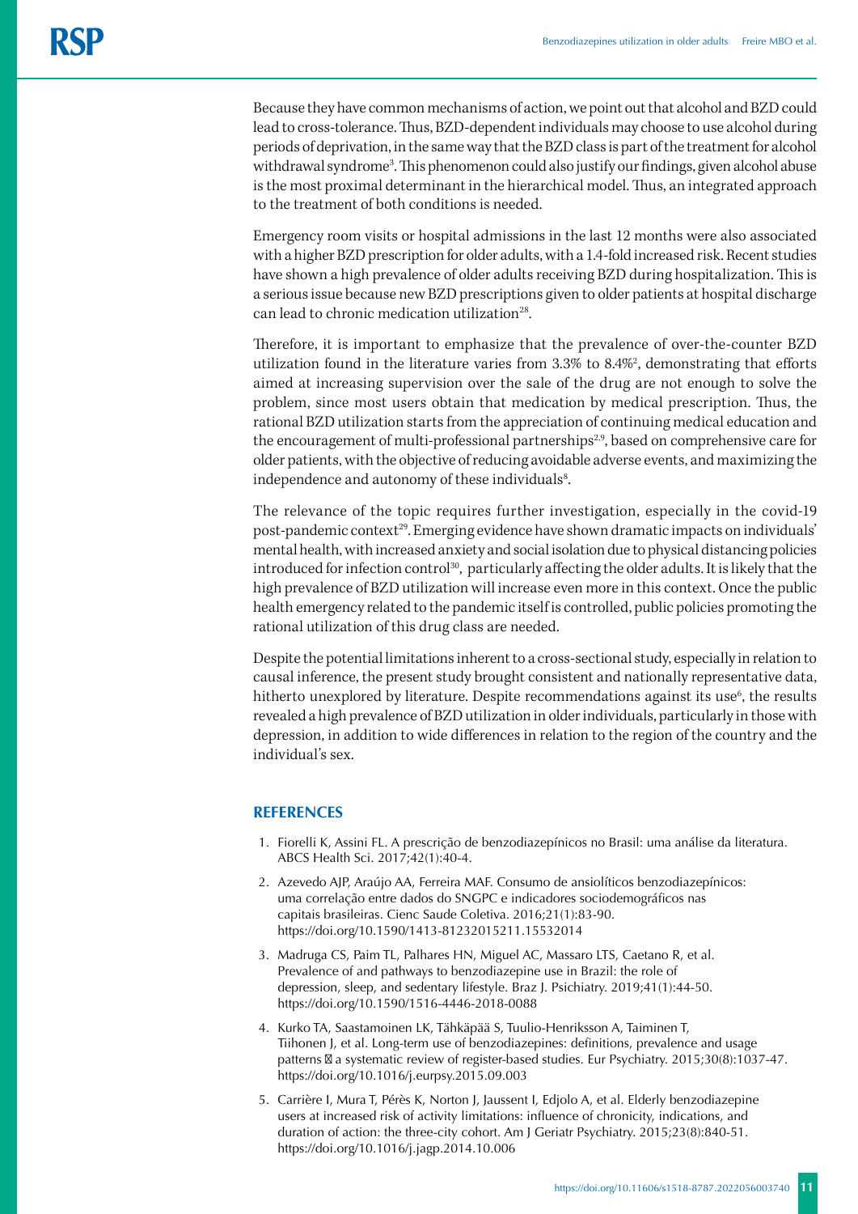Because they have common mechanisms of action, we point out that alcohol and BZD could lead to cross-tolerance. Thus, BZD-dependent individuals may choose to use alcohol during periods of deprivation, in the same way that the BZD class is part of the treatment for alcohol withdrawal syndrome[3]. This phenomenon could also justify our findings, given alcohol abuse is the most proximal determinant in the hierarchical model. Thus, an integrated approach to the treatment of both conditions is needed.

Emergency room visits or hospital admissions in the last 12 months were also associated with a higher BZD prescription for older adults, with a 1.4-fold increased risk. Recent studies have shown a high prevalence of older adults receiving BZD during hospitalization. This is a serious issue because new BZD prescriptions given to older patients at hospital discharge can lead to chronic medication utilization[28].

Therefore, it is important to emphasize that the prevalence of over-the-counter BZD utilization found in the literature varies from 3.3% to 8.4%[2], demonstrating that efforts aimed at increasing supervision over the sale of the drug are not enough to solve the problem, since most users obtain that medication by medical prescription. Thus, the rational BZD utilization starts from the appreciation of continuing medical education and the encouragement of multi-professional partnerships[2,9], based on comprehensive care for older patients, with the objective of reducing avoidable adverse events, and maximizing the independence and autonomy of these individuals[8].

The relevance of the topic requires further investigation, especially in the covid-19 post-pandemic context[29]. Emerging evidence have shown dramatic impacts on individuals' mental health, with increased anxiety and social isolation due to physical distancing policies introduced for infection control[30], particularly affecting the older adults. It is likely that the high prevalence of BZD utilization will increase even more in this context. Once the public health emergency related to the pandemic itself is controlled, public policies promoting the rational utilization of this drug class are needed.

Despite the potential limitations inherent to a cross-sectional study, especially in relation to causal inference, the present study brought consistent and nationally representative data, hitherto unexplored by literature. Despite recommendations against its use[6], the results revealed a high prevalence of BZD utilization in older individuals, particularly in those with depression, in addition to wide differences in relation to the region of the country and the individual's sex.

## REFERENCES

1. Fiorelli K, Assini FL. A prescrição de benzodiazepínicos no Brasil: uma análise da literatura. ABCS Health Sci. 2017;42(1):40-4.
2. Azevedo AJP, Araújo AA, Ferreira MAF. Consumo de ansiolíticos benzodiazepínicos: uma correlação entre dados do SNGPC e indicadores sociodemográficos nas capitais brasileiras. Cienc Saude Coletiva. 2016;21(1):83-90. https://doi.org/10.1590/1413-81232015211.15532014
3. Madruga CS, Paim TL, Palhares HN, Miguel AC, Massaro LTS, Caetano R, et al. Prevalence of and pathways to benzodiazepine use in Brazil: the role of depression, sleep, and sedentary lifestyle. Braz J. Psichiatry. 2019;41(1):44-50. https://doi.org/10.1590/1516-4446-2018-0088
4. Kurko TA, Saastamoinen LK, Tähkäpää S, Tuulio-Henriksson A, Taiminen T, Tiihonen J, et al. Long-term use of benzodiazepines: definitions, prevalence and usage patterns  a systematic review of register-based studies. Eur Psychiatry. 2015;30(8):1037-47. https://doi.org/10.1016/j.eurpsy.2015.09.003
5. Carrière I, Mura T, Pérès K, Norton J, Jaussent I, Edjolo A, et al. Elderly benzodiazepine users at increased risk of activity limitations: influence of chronicity, indications, and duration of action: the three-city cohort. Am J Geriatr Psychiatry. 2015;23(8):840-51. https://doi.org/10.1016/j.jagp.2014.10.006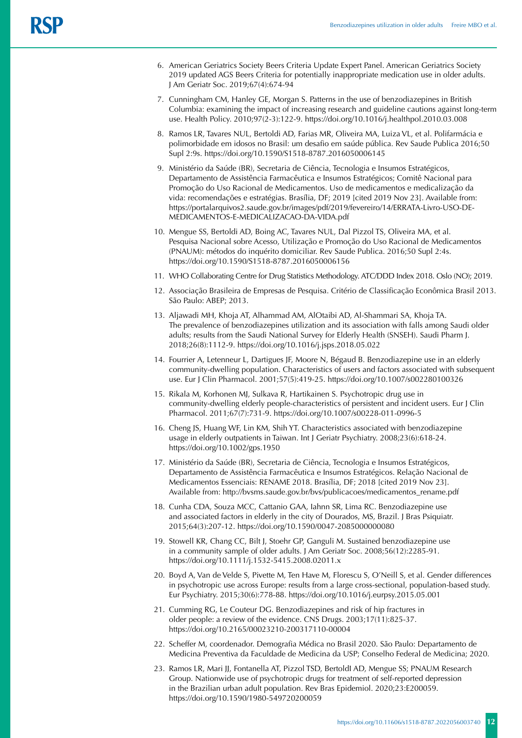6. American Geriatrics Society Beers Criteria Update Expert Panel. American Geriatrics Society 2019 updated AGS Beers Criteria for potentially inappropriate medication use in older adults. J Am Geriatr Soc. 2019;67(4):674-94
7. Cunningham CM, Hanley GE, Morgan S. Patterns in the use of benzodiazepines in British Columbia: examining the impact of increasing research and guideline cautions against long-term use. Health Policy. 2010;97(2-3):122-9. https://doi.org/10.1016/j.healthpol.2010.03.008
8. Ramos LR, Tavares NUL, Bertoldi AD, Farias MR, Oliveira MA, Luiza VL, et al. Polifarmácia e polimorbidade em idosos no Brasil: um desafio em saúde pública. Rev Saude Publica 2016;50 Supl 2:9s. https://doi.org/10.1590/S1518-8787.2016050006145
9. Ministério da Saúde (BR), Secretaria de Ciência, Tecnologia e Insumos Estratégicos, Departamento de Assistência Farmacêutica e Insumos Estratégicos; Comitê Nacional para Promoção do Uso Racional de Medicamentos. Uso de medicamentos e medicalização da vida: recomendações e estratégias. Brasília, DF; 2019 [cited 2019 Nov 23]. Available from: https://portalarquivos2.saude.gov.br/images/pdf/2019/fevereiro/14/ERRATA-Livro-USO-DE-MEDICAMENTOS-E-MEDICALIZACAO-DA-VIDA.pdf
10. Mengue SS, Bertoldi AD, Boing AC, Tavares NUL, Dal Pizzol TS, Oliveira MA, et al. Pesquisa Nacional sobre Acesso, Utilização e Promoção do Uso Racional de Medicamentos (PNAUM): métodos do inquérito domiciliar. Rev Saude Publica. 2016;50 Supl 2:4s. https://doi.org/10.1590/S1518-8787.2016050006156
11. WHO Collaborating Centre for Drug Statistics Methodology. ATC/DDD Index 2018. Oslo (NO); 2019.
12. Associação Brasileira de Empresas de Pesquisa. Critério de Classificação Econômica Brasil 2013. São Paulo: ABEP; 2013.
13. Aljawadi MH, Khoja AT, Alhammad AM, AlOtaibi AD, Al-Shammari SA, Khoja TA. The prevalence of benzodiazepines utilization and its association with falls among Saudi older adults; results from the Saudi National Survey for Elderly Health (SNSEH). Saudi Pharm J. 2018;26(8):1112-9. https://doi.org/10.1016/j.jsps.2018.05.022
14. Fourrier A, Letenneur L, Dartigues JF, Moore N, Bégaud B. Benzodiazepine use in an elderly community-dwelling population. Characteristics of users and factors associated with subsequent use. Eur J Clin Pharmacol. 2001;57(5):419-25. https://doi.org/10.1007/s002280100326
15. Rikala M, Korhonen MJ, Sulkava R, Hartikainen S. Psychotropic drug use in community-dwelling elderly people-characteristics of persistent and incident users. Eur J Clin Pharmacol. 2011;67(7):731-9. https://doi.org/10.1007/s00228-011-0996-5
16. Cheng JS, Huang WF, Lin KM, Shih YT. Characteristics associated with benzodiazepine usage in elderly outpatients in Taiwan. Int J Geriatr Psychiatry. 2008;23(6):618-24. https://doi.org/10.1002/gps.1950
17. Ministério da Saúde (BR), Secretaria de Ciência, Tecnologia e Insumos Estratégicos, Departamento de Assistência Farmacêutica e Insumos Estratégicos. Relação Nacional de Medicamentos Essenciais: RENAME 2018. Brasília, DF; 2018 [cited 2019 Nov 23]. Available from: http://bvsms.saude.gov.br/bvs/publicacoes/medicamentos_rename.pdf
18. Cunha CDA, Souza MCC, Cattanio GAA, Iahnn SR, Lima RC. Benzodiazepine use and associated factors in elderly in the city of Dourados, MS, Brazil. J Bras Psiquiatr. 2015;64(3):207-12. https://doi.org/10.1590/0047-2085000000080
19. Stowell KR, Chang CC, Bilt J, Stoehr GP, Ganguli M. Sustained benzodiazepine use in a community sample of older adults. J Am Geriatr Soc. 2008;56(12):2285-91. https://doi.org/10.1111/j.1532-5415.2008.02011.x
20. Boyd A, Van de Velde S, Pivette M, Ten Have M, Florescu S, O'Neill S, et al. Gender differences in psychotropic use across Europe: results from a large cross-sectional, population-based study. Eur Psychiatry. 2015;30(6):778-88. https://doi.org/10.1016/j.eurpsy.2015.05.001
21. Cumming RG, Le Couteur DG. Benzodiazepines and risk of hip fractures in older people: a review of the evidence. CNS Drugs. 2003;17(11):825-37. https://doi.org/10.2165/00023210-200317110-00004
22. Scheffer M, coordenador. Demografia Médica no Brasil 2020. São Paulo: Departamento de Medicina Preventiva da Faculdade de Medicina da USP; Conselho Federal de Medicina; 2020.
23. Ramos LR, Mari JJ, Fontanella AT, Pizzol TSD, Bertoldl AD, Mengue SS; PNAUM Research Group. Nationwide use of psychotropic drugs for treatment of self-reported depression in the Brazilian urban adult population. Rev Bras Epidemiol. 2020;23:E200059. https://doi.org/10.1590/1980-549720200059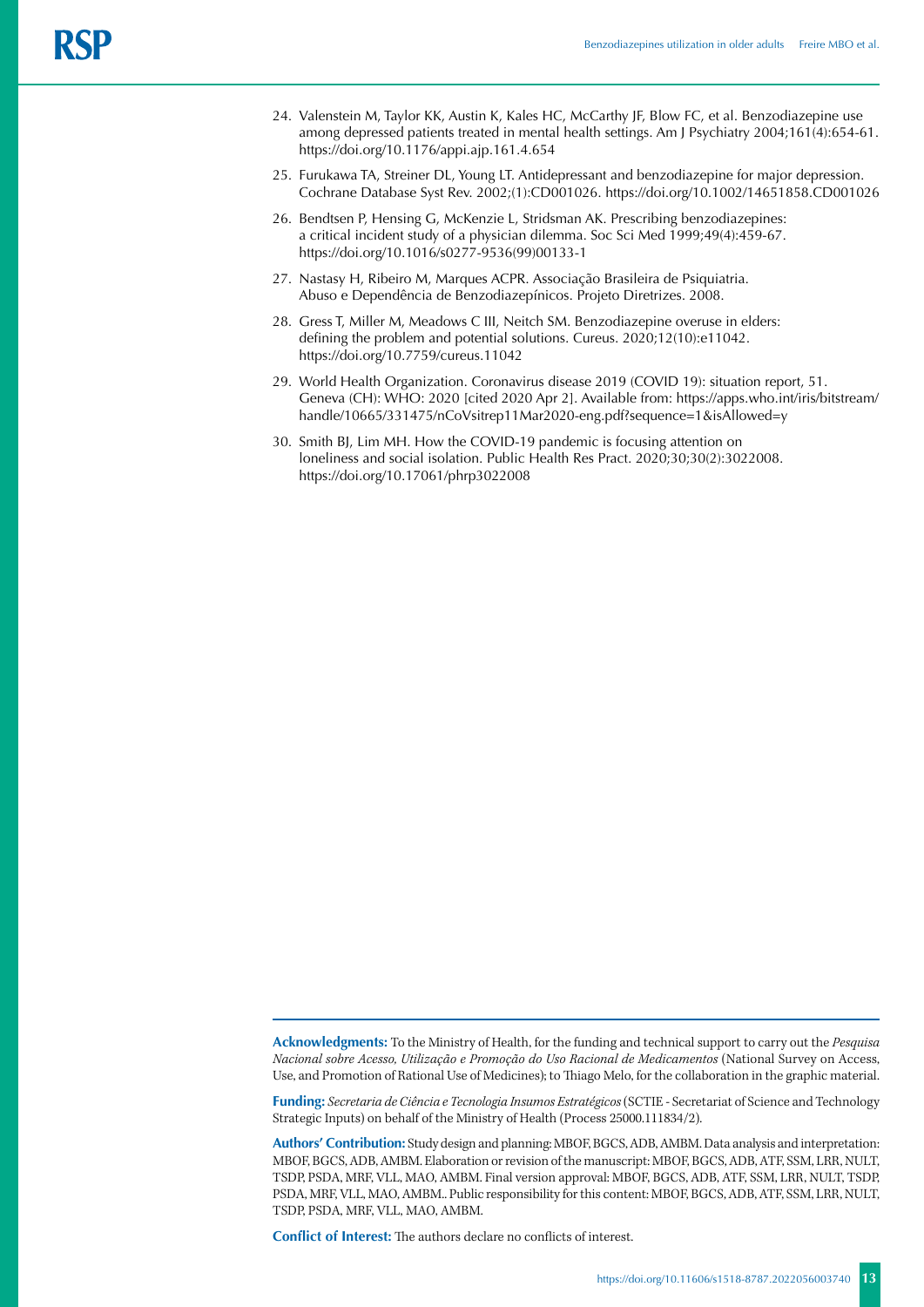24. Valenstein M, Taylor KK, Austin K, Kales HC, McCarthy JF, Blow FC, et al. Benzodiazepine use among depressed patients treated in mental health settings. Am J Psychiatry 2004;161(4):654-61. https://doi.org/10.1176/appi.ajp.161.4.654

25. Furukawa TA, Streiner DL, Young LT. Antidepressant and benzodiazepine for major depression. Cochrane Database Syst Rev. 2002;(1):CD001026. https://doi.org/10.1002/14651858.CD001026

26. Bendtsen P, Hensing G, McKenzie L, Stridsman AK. Prescribing benzodiazepines: a critical incident study of a physician dilemma. Soc Sci Med 1999;49(4):459-67. https://doi.org/10.1016/s0277-9536(99)00133-1

27. Nastasy H, Ribeiro M, Marques ACPR. Associação Brasileira de Psiquiatria. Abuso e Dependência de Benzodiazepínicos. Projeto Diretrizes. 2008.

28. Gress T, Miller M, Meadows C III, Neitch SM. Benzodiazepine overuse in elders: defining the problem and potential solutions. Cureus. 2020;12(10):e11042. https://doi.org/10.7759/cureus.11042

29. World Health Organization. Coronavirus disease 2019 (COVID 19): situation report, 51. Geneva (CH): WHO: 2020 [cited 2020 Apr 2]. Available from: https://apps.who.int/iris/bitstream/handle/10665/331475/nCoVsitrep11Mar2020-eng.pdf?sequence=1&isAllowed=y

30. Smith BJ, Lim MH. How the COVID-19 pandemic is focusing attention on loneliness and social isolation. Public Health Res Pract. 2020;30;30(2):3022008. https://doi.org/10.17061/phrp3022008

**Acknowledgments:** To the Ministry of Health, for the funding and technical support to carry out the *Pesquisa Nacional sobre Acesso, Utilização e Promoção do Uso Racional de Medicamentos* (National Survey on Access, Use, and Promotion of Rational Use of Medicines); to Thiago Melo, for the collaboration in the graphic material.

**Funding:** *Secretaria de Ciência e Tecnologia Insumos Estratégicos* (SCTIE - Secretariat of Science and Technology Strategic Inputs) on behalf of the Ministry of Health (Process 25000.111834/2).

**Authors' Contribution:** Study design and planning: MBOF, BGCS, ADB, AMBM. Data analysis and interpretation: MBOF, BGCS, ADB, AMBM. Elaboration or revision of the manuscript: MBOF, BGCS, ADB, ATF, SSM, LRR, NULT, TSDP, PSDA, MRF, VLL, MAO, AMBM. Final version approval: MBOF, BGCS, ADB, ATF, SSM, LRR, NULT, TSDP, PSDA, MRF, VLL, MAO, AMBM.. Public responsibility for this content: MBOF, BGCS, ADB, ATF, SSM, LRR, NULT, TSDP, PSDA, MRF, VLL, MAO, AMBM.

**Conflict of Interest:** The authors declare no conflicts of interest.